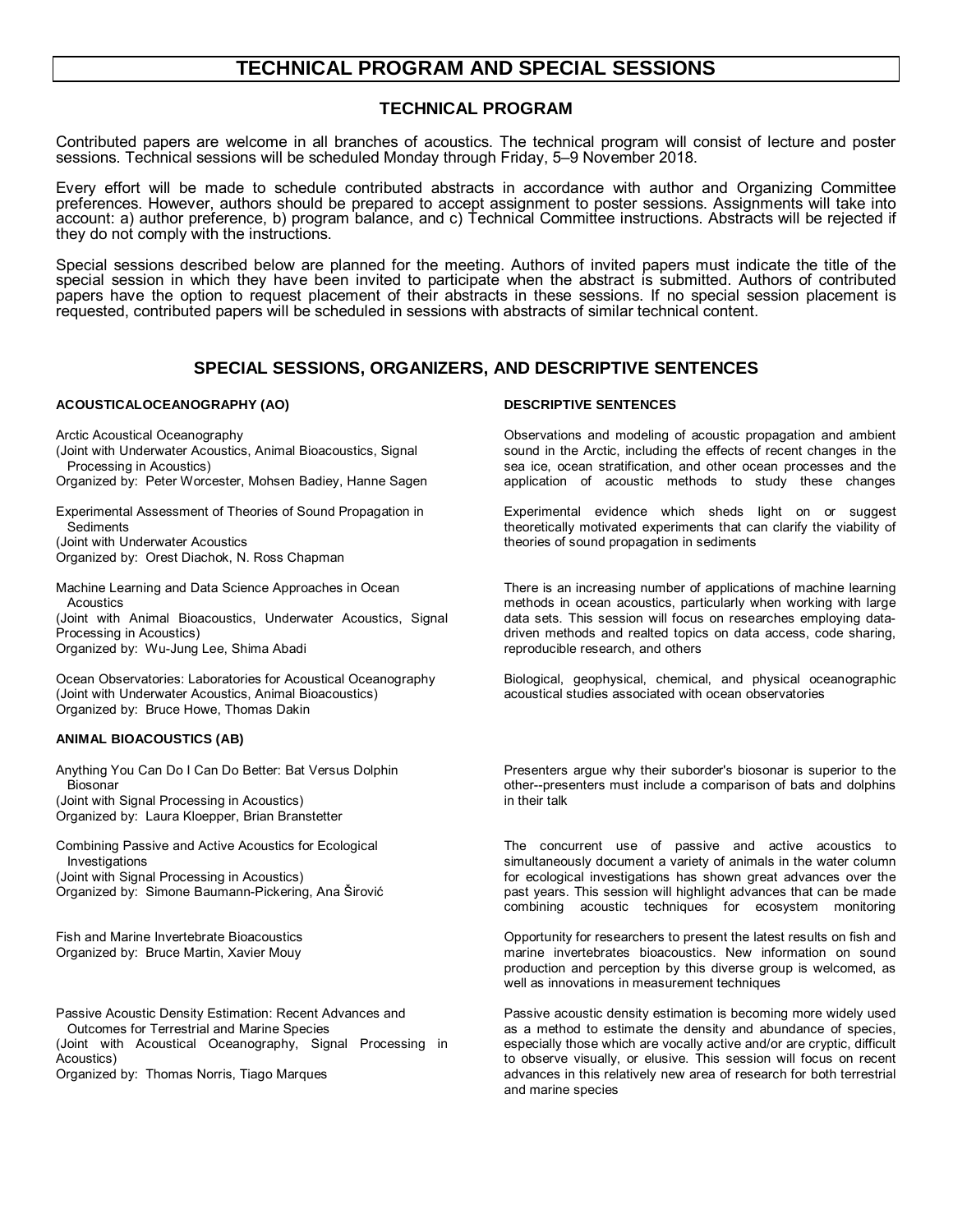# TECHNICAL PROGRAM AND SPECIAL SESSIONS

## TECHNICAL PROGRAM

Contributed papers are welcome in all branches of acoustics. The technical program will consist of lecture and poster sessions. Technical sessions will be scheduled Monday through Friday, 5–9 November 2018.

Every effort will be made to schedule contributed abstracts in accordance with author and Organizing Committee preferences. However, authors should be prepared to accept assignment to poster sessions. Assignments will take into account: a) author preference, b) program balance, and c) Technical Committee instructions. Abstracts will be rejected if they do not comply with the instructions.

Special sessions described below are planned for the meeting. Authors of invited papers must indicate the title of the special session in which they have been invited to participate when the abstract is submitted. Authors of contributed papers have the option to request placement of their abstracts in these sessions. If no special session placement is requested, contributed papers will be scheduled in sessions with abstracts of similar technical content.

## SPECIAL SESSIONS, ORGANIZERS, AND DESCRIPTIVE SENTENCES

### ACOUSTICALOCEANOGRAPHY (AO)

**DESCRIPTIVE SENTENCES**

Arctic Acoustical Oceanography
(Joint with Underwater Acoustics, Animal Bioacoustics, Signal Processing in Acoustics)
Organized by: Peter Worcester, Mohsen Badiey, Hanne Sagen

Observations and modeling of acoustic propagation and ambient sound in the Arctic, including the effects of recent changes in the sea ice, ocean stratification, and other ocean processes and the application of acoustic methods to study these changes

Experimental Assessment of Theories of Sound Propagation in Sediments
(Joint with Underwater Acoustics
Organized by: Orest Diachok, N. Ross Chapman

Experimental evidence which sheds light on or suggest theoretically motivated experiments that can clarify the viability of theories of sound propagation in sediments

Machine Learning and Data Science Approaches in Ocean Acoustics
(Joint with Animal Bioacoustics, Underwater Acoustics, Signal Processing in Acoustics)
Organized by: Wu-Jung Lee, Shima Abadi

There is an increasing number of applications of machine learning methods in ocean acoustics, particularly when working with large data sets. This session will focus on researches employing data-driven methods and realted topics on data access, code sharing, reproducible research, and others

Ocean Observatories: Laboratories for Acoustical Oceanography
(Joint with Underwater Acoustics, Animal Bioacoustics)
Organized by: Bruce Howe, Thomas Dakin

Biological, geophysical, chemical, and physical oceanographic acoustical studies associated with ocean observatories

### ANIMAL BIOACOUSTICS (AB)

Anything You Can Do I Can Do Better: Bat Versus Dolphin Biosonar
(Joint with Signal Processing in Acoustics)
Organized by: Laura Kloepper, Brian Branstetter

Presenters argue why their suborder's biosonar is superior to the other--presenters must include a comparison of bats and dolphins in their talk

Combining Passive and Active Acoustics for Ecological Investigations
(Joint with Signal Processing in Acoustics)
Organized by: Simone Baumann-Pickering, Ana Širović

The concurrent use of passive and active acoustics to simultaneously document a variety of animals in the water column for ecological investigations has shown great advances over the past years. This session will highlight advances that can be made combining acoustic techniques for ecosystem monitoring

Fish and Marine Invertebrate Bioacoustics
Organized by: Bruce Martin, Xavier Mouy

Opportunity for researchers to present the latest results on fish and marine invertebrates bioacoustics. New information on sound production and perception by this diverse group is welcomed, as well as innovations in measurement techniques

Passive Acoustic Density Estimation: Recent Advances and Outcomes for Terrestrial and Marine Species
(Joint with Acoustical Oceanography, Signal Processing in Acoustics)
Organized by: Thomas Norris, Tiago Marques

Passive acoustic density estimation is becoming more widely used as a method to estimate the density and abundance of species, especially those which are vocally active and/or are cryptic, difficult to observe visually, or elusive. This session will focus on recent advances in this relatively new area of research for both terrestrial and marine species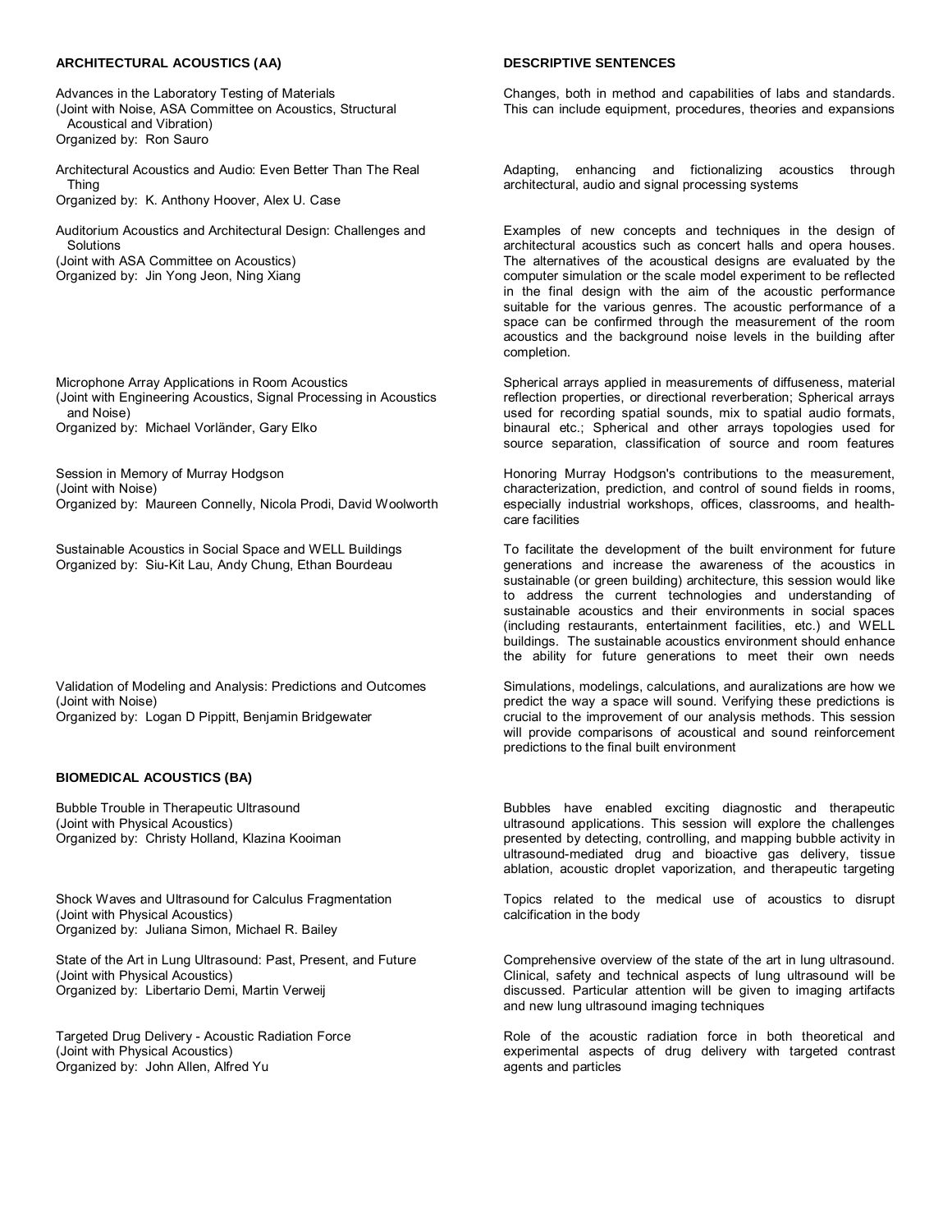## ARCHITECTURAL ACOUSTICS (AA)

**DESCRIPTIVE SENTENCES**

Advances in the Laboratory Testing of Materials
(Joint with Noise, ASA Committee on Acoustics, Structural Acoustical and Vibration)
Organized by: Ron Sauro

Changes, both in method and capabilities of labs and standards. This can include equipment, procedures, theories and expansions

Architectural Acoustics and Audio: Even Better Than The Real Thing
Organized by: K. Anthony Hoover, Alex U. Case

Adapting, enhancing and fictionalizing acoustics through architectural, audio and signal processing systems

Auditorium Acoustics and Architectural Design: Challenges and Solutions
(Joint with ASA Committee on Acoustics)
Organized by: Jin Yong Jeon, Ning Xiang

Examples of new concepts and techniques in the design of architectural acoustics such as concert halls and opera houses. The alternatives of the acoustical designs are evaluated by the computer simulation or the scale model experiment to be reflected in the final design with the aim of the acoustic performance suitable for the various genres. The acoustic performance of a space can be confirmed through the measurement of the room acoustics and the background noise levels in the building after completion.

Microphone Array Applications in Room Acoustics
(Joint with Engineering Acoustics, Signal Processing in Acoustics and Noise)
Organized by: Michael Vorländer, Gary Elko

Spherical arrays applied in measurements of diffuseness, material reflection properties, or directional reverberation; Spherical arrays used for recording spatial sounds, mix to spatial audio formats, binaural etc.; Spherical and other arrays topologies used for source separation, classification of source and room features

Session in Memory of Murray Hodgson
(Joint with Noise)
Organized by: Maureen Connelly, Nicola Prodi, David Woolworth

Honoring Murray Hodgson's contributions to the measurement, characterization, prediction, and control of sound fields in rooms, especially industrial workshops, offices, classrooms, and health-care facilities

Sustainable Acoustics in Social Space and WELL Buildings
Organized by: Siu-Kit Lau, Andy Chung, Ethan Bourdeau

To facilitate the development of the built environment for future generations and increase the awareness of the acoustics in sustainable (or green building) architecture, this session would like to address the current technologies and understanding of sustainable acoustics and their environments in social spaces (including restaurants, entertainment facilities, etc.) and WELL buildings. The sustainable acoustics environment should enhance the ability for future generations to meet their own needs

Validation of Modeling and Analysis: Predictions and Outcomes
(Joint with Noise)
Organized by: Logan D Pippitt, Benjamin Bridgewater

Simulations, modelings, calculations, and auralizations are how we predict the way a space will sound. Verifying these predictions is crucial to the improvement of our analysis methods. This session will provide comparisons of acoustical and sound reinforcement predictions to the final built environment

## BIOMEDICAL ACOUSTICS (BA)

Bubble Trouble in Therapeutic Ultrasound
(Joint with Physical Acoustics)
Organized by: Christy Holland, Klazina Kooiman

Bubbles have enabled exciting diagnostic and therapeutic ultrasound applications. This session will explore the challenges presented by detecting, controlling, and mapping bubble activity in ultrasound-mediated drug and bioactive gas delivery, tissue ablation, acoustic droplet vaporization, and therapeutic targeting

Shock Waves and Ultrasound for Calculus Fragmentation
(Joint with Physical Acoustics)
Organized by: Juliana Simon, Michael R. Bailey

Topics related to the medical use of acoustics to disrupt calcification in the body

State of the Art in Lung Ultrasound: Past, Present, and Future
(Joint with Physical Acoustics)
Organized by: Libertario Demi, Martin Verweij

Comprehensive overview of the state of the art in lung ultrasound. Clinical, safety and technical aspects of lung ultrasound will be discussed. Particular attention will be given to imaging artifacts and new lung ultrasound imaging techniques

Targeted Drug Delivery - Acoustic Radiation Force
(Joint with Physical Acoustics)
Organized by: John Allen, Alfred Yu

Role of the acoustic radiation force in both theoretical and experimental aspects of drug delivery with targeted contrast agents and particles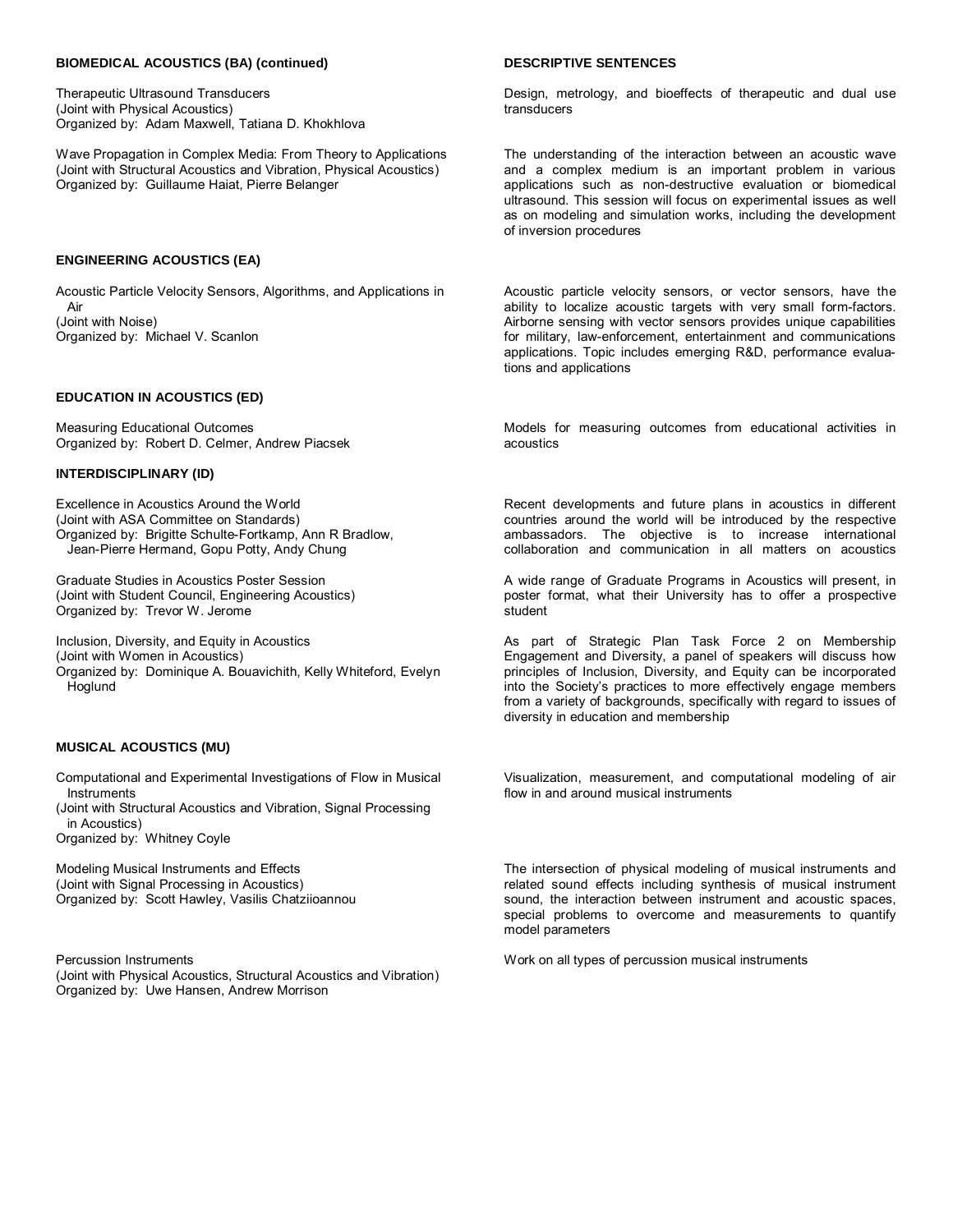| BIOMEDICAL ACOUSTICS (BA) (continued) | DESCRIPTIVE SENTENCES |
|---|---|
| Therapeutic Ultrasound Transducers<br>(Joint with Physical Acoustics)<br>Organized by: Adam Maxwell, Tatiana D. Khokhlova | Design, metrology, and bioeffects of therapeutic and dual use transducers |
| Wave Propagation in Complex Media: From Theory to Applications<br>(Joint with Structural Acoustics and Vibration, Physical Acoustics)<br>Organized by: Guillaume Haiat, Pierre Belanger | The understanding of the interaction between an acoustic wave and a complex medium is an important problem in various applications such as non-destructive evaluation or biomedical ultrasound. This session will focus on experimental issues as well as on modeling and simulation works, including the development of inversion procedures |
| **ENGINEERING ACOUSTICS (EA)** | |
| Acoustic Particle Velocity Sensors, Algorithms, and Applications in Air<br>(Joint with Noise)<br>Organized by: Michael V. Scanlon | Acoustic particle velocity sensors, or vector sensors, have the ability to localize acoustic targets with very small form-factors. Airborne sensing with vector sensors provides unique capabilities for military, law-enforcement, entertainment and communications applications. Topic includes emerging R&D, performance evaluations and applications |
| **EDUCATION IN ACOUSTICS (ED)** | |
| Measuring Educational Outcomes<br>Organized by: Robert D. Celmer, Andrew Piacsek | Models for measuring outcomes from educational activities in acoustics |
| **INTERDISCIPLINARY (ID)** | |
| Excellence in Acoustics Around the World<br>(Joint with ASA Committee on Standards)<br>Organized by: Brigitte Schulte-Fortkamp, Ann R Bradlow, Jean-Pierre Hermand, Gopu Potty, Andy Chung | Recent developments and future plans in acoustics in different countries around the world will be introduced by the respective ambassadors. The objective is to increase international collaboration and communication in all matters on acoustics |
| Graduate Studies in Acoustics Poster Session<br>(Joint with Student Council, Engineering Acoustics)<br>Organized by: Trevor W. Jerome | A wide range of Graduate Programs in Acoustics will present, in poster format, what their University has to offer a prospective student |
| Inclusion, Diversity, and Equity in Acoustics<br>(Joint with Women in Acoustics)<br>Organized by: Dominique A. Bouavichith, Kelly Whiteford, Evelyn Hoglund | As part of Strategic Plan Task Force 2 on Membership Engagement and Diversity, a panel of speakers will discuss how principles of Inclusion, Diversity, and Equity can be incorporated into the Society's practices to more effectively engage members from a variety of backgrounds, specifically with regard to issues of diversity in education and membership |
| **MUSICAL ACOUSTICS (MU)** | |
| Computational and Experimental Investigations of Flow in Musical Instruments<br>(Joint with Structural Acoustics and Vibration, Signal Processing in Acoustics)<br>Organized by: Whitney Coyle | Visualization, measurement, and computational modeling of air flow in and around musical instruments |
| Modeling Musical Instruments and Effects<br>(Joint with Signal Processing in Acoustics)<br>Organized by: Scott Hawley, Vasilis Chatziioannou | The intersection of physical modeling of musical instruments and related sound effects including synthesis of musical instrument sound, the interaction between instrument and acoustic spaces, special problems to overcome and measurements to quantify model parameters |
| Percussion Instruments<br>(Joint with Physical Acoustics, Structural Acoustics and Vibration)<br>Organized by: Uwe Hansen, Andrew Morrison | Work on all types of percussion musical instruments |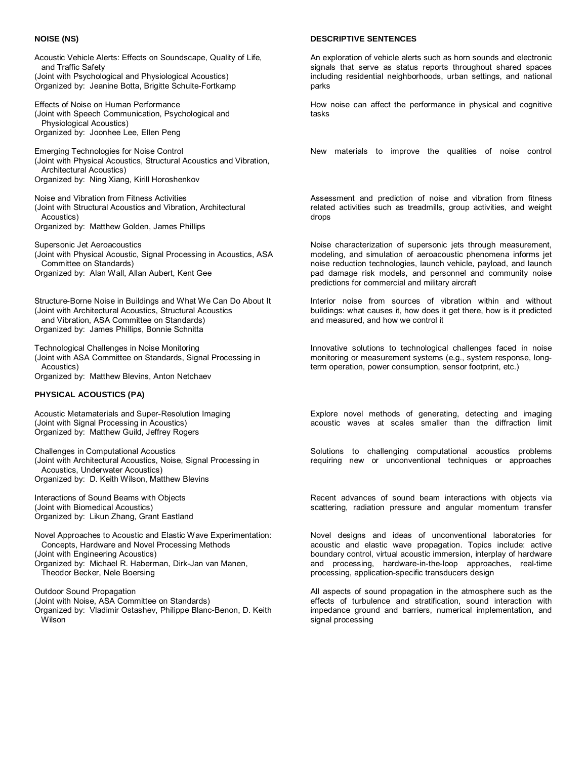| NOISE (NS) | DESCRIPTIVE SENTENCES |
| --- | --- |
| Acoustic Vehicle Alerts: Effects on Soundscape, Quality of Life, and Traffic Safety<br>(Joint with Psychological and Physiological Acoustics)<br>Organized by: Jeanine Botta, Brigitte Schulte-Fortkamp | An exploration of vehicle alerts such as horn sounds and electronic signals that serve as status reports throughout shared spaces including residential neighborhoods, urban settings, and national parks |
| Effects of Noise on Human Performance<br>(Joint with Speech Communication, Psychological and Physiological Acoustics)<br>Organized by: Joonhee Lee, Ellen Peng | How noise can affect the performance in physical and cognitive tasks |
| Emerging Technologies for Noise Control<br>(Joint with Physical Acoustics, Structural Acoustics and Vibration, Architectural Acoustics)<br>Organized by: Ning Xiang, Kirill Horoshenkov | New materials to improve the qualities of noise control |
| Noise and Vibration from Fitness Activities<br>(Joint with Structural Acoustics and Vibration, Architectural Acoustics)<br>Organized by: Matthew Golden, James Phillips | Assessment and prediction of noise and vibration from fitness related activities such as treadmills, group activities, and weight drops |
| Supersonic Jet Aeroacoustics<br>(Joint with Physical Acoustic, Signal Processing in Acoustics, ASA Committee on Standards)<br>Organized by: Alan Wall, Allan Aubert, Kent Gee | Noise characterization of supersonic jets through measurement, modeling, and simulation of aeroacoustic phenomena informs jet noise reduction technologies, launch vehicle, payload, and launch pad damage risk models, and personnel and community noise predictions for commercial and military aircraft |
| Structure-Borne Noise in Buildings and What We Can Do About It<br>(Joint with Architectural Acoustics, Structural Acoustics and Vibration, ASA Committee on Standards)<br>Organized by: James Phillips, Bonnie Schnitta | Interior noise from sources of vibration within and without buildings: what causes it, how does it get there, how is it predicted and measured, and how we control it |
| Technological Challenges in Noise Monitoring<br>(Joint with ASA Committee on Standards, Signal Processing in Acoustics)<br>Organized by: Matthew Blevins, Anton Netchaev | Innovative solutions to technological challenges faced in noise monitoring or measurement systems (e.g., system response, long-term operation, power consumption, sensor footprint, etc.) |
| **PHYSICAL ACOUSTICS (PA)** | |
| Acoustic Metamaterials and Super-Resolution Imaging<br>(Joint with Signal Processing in Acoustics)<br>Organized by: Matthew Guild, Jeffrey Rogers | Explore novel methods of generating, detecting and imaging acoustic waves at scales smaller than the diffraction limit |
| Challenges in Computational Acoustics<br>(Joint with Architectural Acoustics, Noise, Signal Processing in Acoustics, Underwater Acoustics)<br>Organized by: D. Keith Wilson, Matthew Blevins | Solutions to challenging computational acoustics problems requiring new or unconventional techniques or approaches |
| Interactions of Sound Beams with Objects<br>(Joint with Biomedical Acoustics)<br>Organized by: Likun Zhang, Grant Eastland | Recent advances of sound beam interactions with objects via scattering, radiation pressure and angular momentum transfer |
| Novel Approaches to Acoustic and Elastic Wave Experimentation: Concepts, Hardware and Novel Processing Methods<br>(Joint with Engineering Acoustics)<br>Organized by: Michael R. Haberman, Dirk-Jan van Manen, Theodor Becker, Nele Boersing | Novel designs and ideas of unconventional laboratories for acoustic and elastic wave propagation. Topics include: active boundary control, virtual acoustic immersion, interplay of hardware and processing, hardware-in-the-loop approaches, real-time processing, application-specific transducers design |
| Outdoor Sound Propagation<br>(Joint with Noise, ASA Committee on Standards)<br>Organized by: Vladimir Ostashev, Philippe Blanc-Benon, D. Keith Wilson | All aspects of sound propagation in the atmosphere such as the effects of turbulence and stratification, sound interaction with impedance ground and barriers, numerical implementation, and signal processing |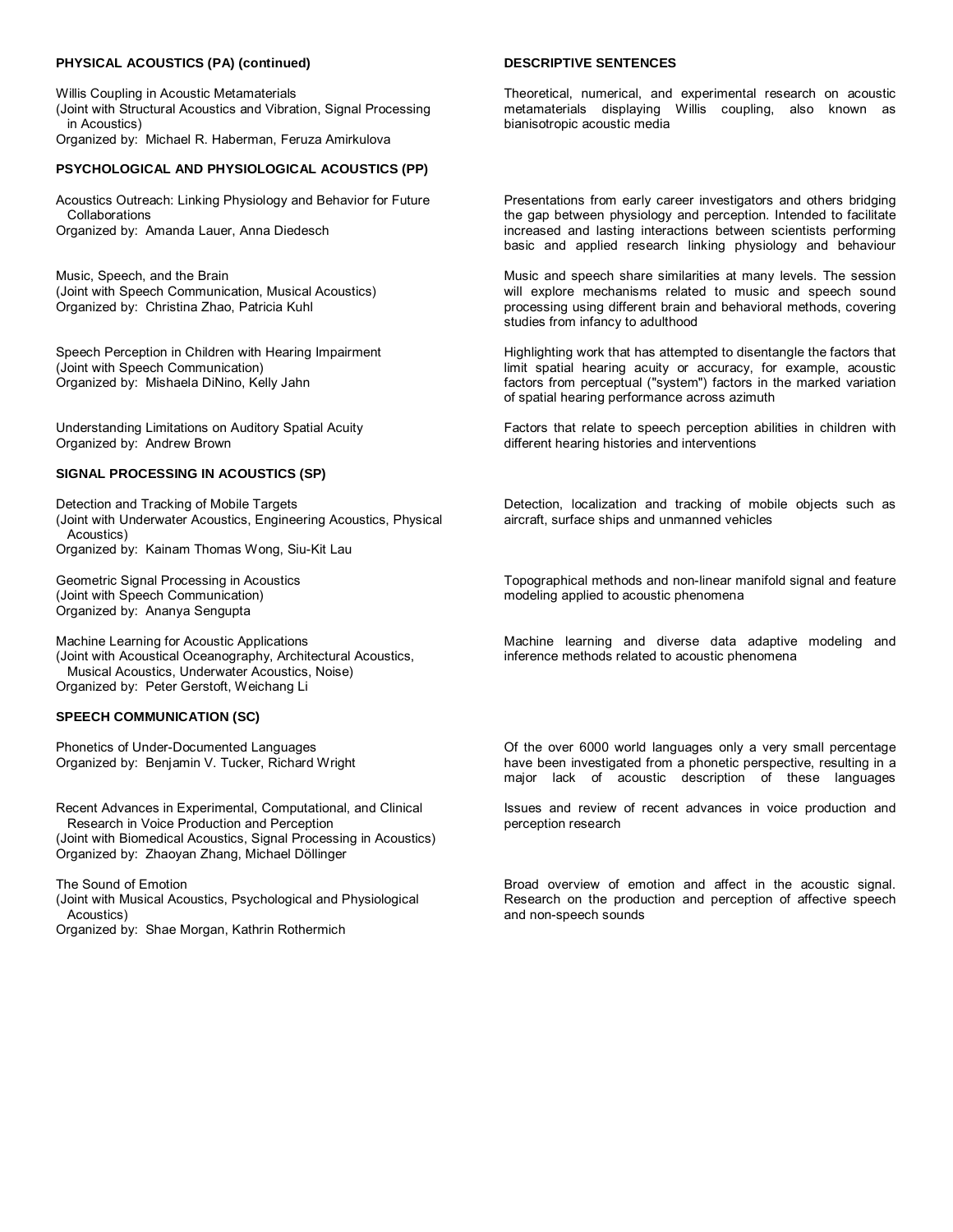| PHYSICAL ACOUSTICS (PA) (continued) | DESCRIPTIVE SENTENCES |
| --- | --- |
| Willis Coupling in Acoustic Metamaterials<br>(Joint with Structural Acoustics and Vibration, Signal Processing in Acoustics)<br>Organized by: Michael R. Haberman, Feruza Amirkulova | Theoretical, numerical, and experimental research on acoustic metamaterials displaying Willis coupling, also known as bianisotropic acoustic media |
| **PSYCHOLOGICAL AND PHYSIOLOGICAL ACOUSTICS (PP)** | |
| Acoustics Outreach: Linking Physiology and Behavior for Future Collaborations<br>Organized by: Amanda Lauer, Anna Diedesch | Presentations from early career investigators and others bridging the gap between physiology and perception. Intended to facilitate increased and lasting interactions between scientists performing basic and applied research linking physiology and behaviour |
| Music, Speech, and the Brain<br>(Joint with Speech Communication, Musical Acoustics)<br>Organized by: Christina Zhao, Patricia Kuhl | Music and speech share similarities at many levels. The session will explore mechanisms related to music and speech sound processing using different brain and behavioral methods, covering studies from infancy to adulthood |
| Speech Perception in Children with Hearing Impairment<br>(Joint with Speech Communication)<br>Organized by: Mishaela DiNino, Kelly Jahn | Highlighting work that has attempted to disentangle the factors that limit spatial hearing acuity or accuracy, for example, acoustic factors from perceptual ("system") factors in the marked variation of spatial hearing performance across azimuth |
| Understanding Limitations on Auditory Spatial Acuity<br>Organized by: Andrew Brown | Factors that relate to speech perception abilities in children with different hearing histories and interventions |
| **SIGNAL PROCESSING IN ACOUSTICS (SP)** | |
| Detection and Tracking of Mobile Targets<br>(Joint with Underwater Acoustics, Engineering Acoustics, Physical Acoustics)<br>Organized by: Kainam Thomas Wong, Siu-Kit Lau | Detection, localization and tracking of mobile objects such as aircraft, surface ships and unmanned vehicles |
| Geometric Signal Processing in Acoustics<br>(Joint with Speech Communication)<br>Organized by: Ananya Sengupta | Topographical methods and non-linear manifold signal and feature modeling applied to acoustic phenomena |
| Machine Learning for Acoustic Applications<br>(Joint with Acoustical Oceanography, Architectural Acoustics, Musical Acoustics, Underwater Acoustics, Noise)<br>Organized by: Peter Gerstoft, Weichang Li | Machine learning and diverse data adaptive modeling and inference methods related to acoustic phenomena |
| **SPEECH COMMUNICATION (SC)** | |
| Phonetics of Under-Documented Languages<br>Organized by: Benjamin V. Tucker, Richard Wright | Of the over 6000 world languages only a very small percentage have been investigated from a phonetic perspective, resulting in a major lack of acoustic description of these languages |
| Recent Advances in Experimental, Computational, and Clinical Research in Voice Production and Perception<br>(Joint with Biomedical Acoustics, Signal Processing in Acoustics)<br>Organized by: Zhaoyan Zhang, Michael Döllinger | Issues and review of recent advances in voice production and perception research |
| The Sound of Emotion<br>(Joint with Musical Acoustics, Psychological and Physiological Acoustics)<br>Organized by: Shae Morgan, Kathrin Rothermich | Broad overview of emotion and affect in the acoustic signal. Research on the production and perception of affective speech and non-speech sounds |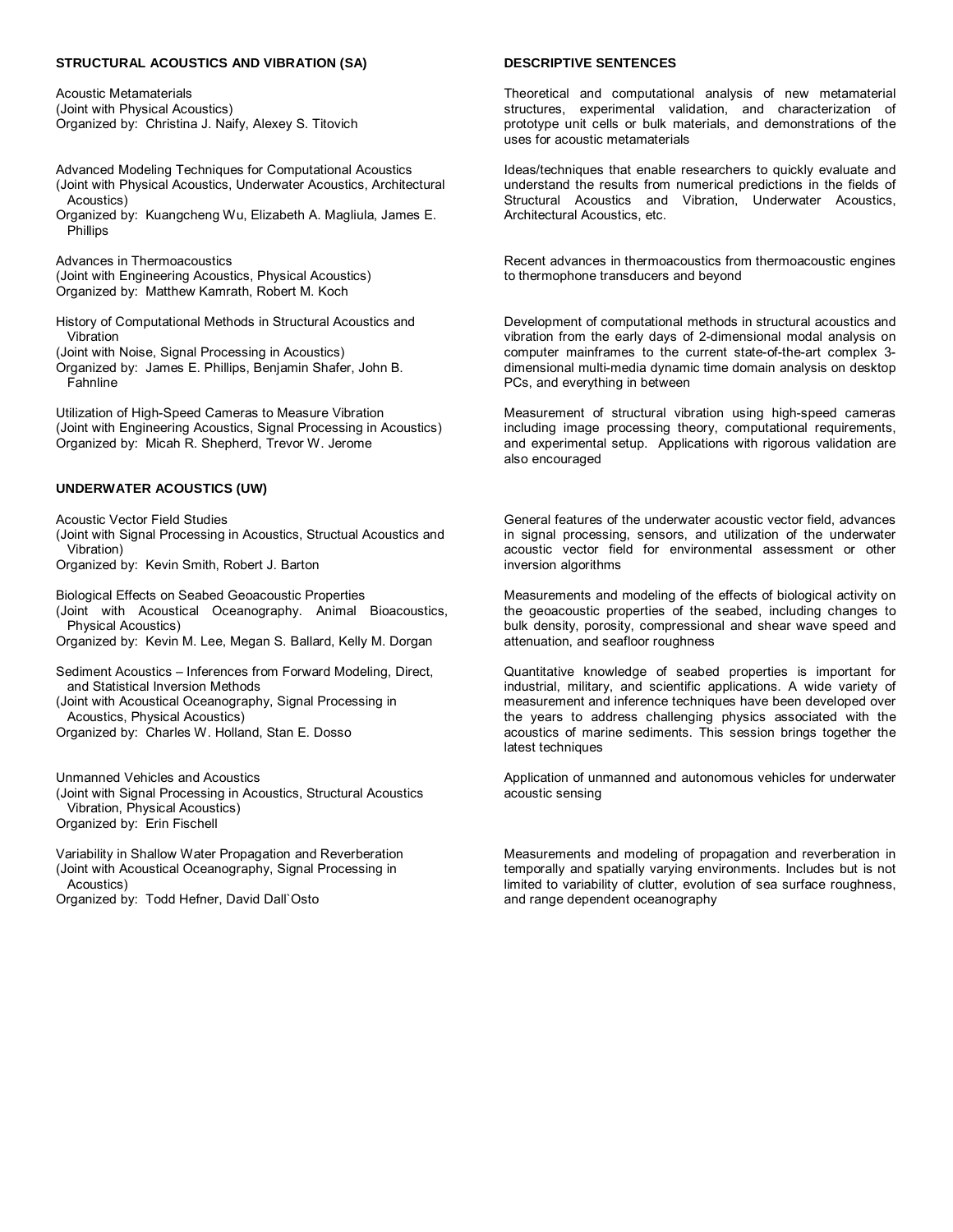**STRUCTURAL ACOUSTICS AND VIBRATION (SA)**

**DESCRIPTIVE SENTENCES**

Acoustic Metamaterials
(Joint with Physical Acoustics)
Organized by: Christina J. Naify, Alexey S. Titovich

Theoretical and computational analysis of new metamaterial structures, experimental validation, and characterization of prototype unit cells or bulk materials, and demonstrations of the uses for acoustic metamaterials

Advanced Modeling Techniques for Computational Acoustics
(Joint with Physical Acoustics, Underwater Acoustics, Architectural Acoustics)
Organized by: Kuangcheng Wu, Elizabeth A. Magliula, James E. Phillips

Ideas/techniques that enable researchers to quickly evaluate and understand the results from numerical predictions in the fields of Structural Acoustics and Vibration, Underwater Acoustics, Architectural Acoustics, etc.

Advances in Thermoacoustics
(Joint with Engineering Acoustics, Physical Acoustics)
Organized by: Matthew Kamrath, Robert M. Koch

Recent advances in thermoacoustics from thermoacoustic engines to thermophone transducers and beyond

History of Computational Methods in Structural Acoustics and Vibration
(Joint with Noise, Signal Processing in Acoustics)
Organized by: James E. Phillips, Benjamin Shafer, John B. Fahnline

Development of computational methods in structural acoustics and vibration from the early days of 2-dimensional modal analysis on computer mainframes to the current state-of-the-art complex 3-dimensional multi-media dynamic time domain analysis on desktop PCs, and everything in between

Utilization of High-Speed Cameras to Measure Vibration
(Joint with Engineering Acoustics, Signal Processing in Acoustics)
Organized by: Micah R. Shepherd, Trevor W. Jerome

Measurement of structural vibration using high-speed cameras including image processing theory, computational requirements, and experimental setup. Applications with rigorous validation are also encouraged

**UNDERWATER ACOUSTICS (UW)**

Acoustic Vector Field Studies
(Joint with Signal Processing in Acoustics, Structual Acoustics and Vibration)
Organized by: Kevin Smith, Robert J. Barton

General features of the underwater acoustic vector field, advances in signal processing, sensors, and utilization of the underwater acoustic vector field for environmental assessment or other inversion algorithms

Biological Effects on Seabed Geoacoustic Properties
(Joint with Acoustical Oceanography. Animal Bioacoustics, Physical Acoustics)
Organized by: Kevin M. Lee, Megan S. Ballard, Kelly M. Dorgan

Measurements and modeling of the effects of biological activity on the geoacoustic properties of the seabed, including changes to bulk density, porosity, compressional and shear wave speed and attenuation, and seafloor roughness

Sediment Acoustics – Inferences from Forward Modeling, Direct, and Statistical Inversion Methods
(Joint with Acoustical Oceanography, Signal Processing in Acoustics, Physical Acoustics)
Organized by: Charles W. Holland, Stan E. Dosso

Quantitative knowledge of seabed properties is important for industrial, military, and scientific applications. A wide variety of measurement and inference techniques have been developed over the years to address challenging physics associated with the acoustics of marine sediments. This session brings together the latest techniques

Unmanned Vehicles and Acoustics
(Joint with Signal Processing in Acoustics, Structural Acoustics Vibration, Physical Acoustics)
Organized by: Erin Fischell

Application of unmanned and autonomous vehicles for underwater acoustic sensing

Variability in Shallow Water Propagation and Reverberation
(Joint with Acoustical Oceanography, Signal Processing in Acoustics)
Organized by: Todd Hefner, David Dall`Osto

Measurements and modeling of propagation and reverberation in temporally and spatially varying environments. Includes but is not limited to variability of clutter, evolution of sea surface roughness, and range dependent oceanography